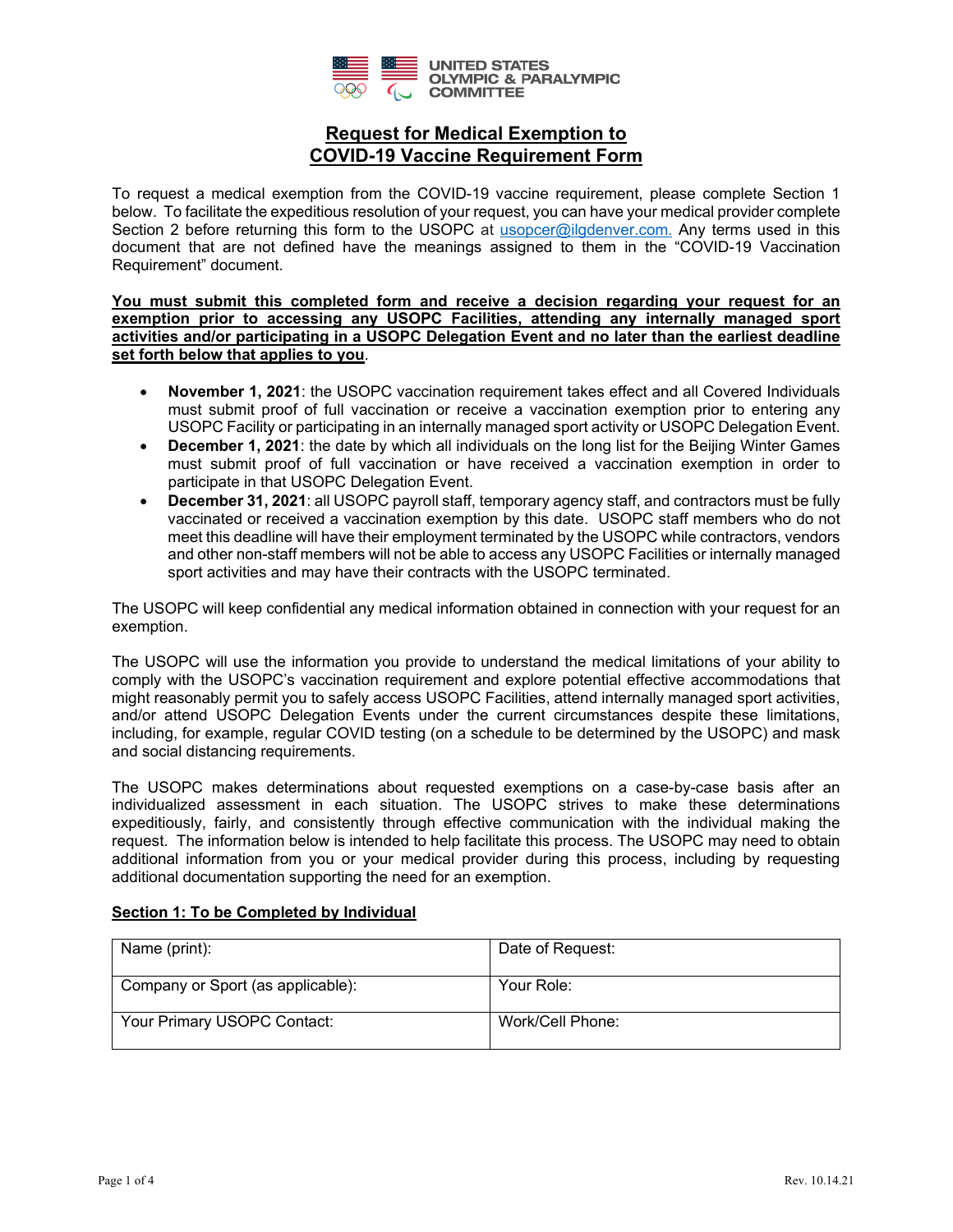UNITED STATES OLYMPIC & PARALYMPIC COMMITTEE

# Request for Medical Exemption to COVID-19 Vaccine Requirement Form

To request a medical exemption from the COVID-19 vaccine requirement, please complete Section 1 below. To facilitate the expeditious resolution of your request, you can have your medical provider complete Section 2 before returning this form to the USOPC at usopcer@ilgdenver.com. Any terms used in this document that are not defined have the meanings assigned to them in the "COVID-19 Vaccination Requirement" document.

**You must submit this completed form and receive a decision regarding your request for an exemption prior to accessing any USOPC Facilities, attending any internally managed sport activities and/or participating in a USOPC Delegation Event and no later than the earliest deadline set forth below that applies to you.**

- **November 1, 2021**: the USOPC vaccination requirement takes effect and all Covered Individuals must submit proof of full vaccination or receive a vaccination exemption prior to entering any USOPC Facility or participating in an internally managed sport activity or USOPC Delegation Event.
- **December 1, 2021**: the date by which all individuals on the long list for the Beijing Winter Games must submit proof of full vaccination or have received a vaccination exemption in order to participate in that USOPC Delegation Event.
- **December 31, 2021**: all USOPC payroll staff, temporary agency staff, and contractors must be fully vaccinated or received a vaccination exemption by this date. USOPC staff members who do not meet this deadline will have their employment terminated by the USOPC while contractors, vendors and other non-staff members will not be able to access any USOPC Facilities or internally managed sport activities and may have their contracts with the USOPC terminated.

The USOPC will keep confidential any medical information obtained in connection with your request for an exemption.

The USOPC will use the information you provide to understand the medical limitations of your ability to comply with the USOPC's vaccination requirement and explore potential effective accommodations that might reasonably permit you to safely access USOPC Facilities, attend internally managed sport activities, and/or attend USOPC Delegation Events under the current circumstances despite these limitations, including, for example, regular COVID testing (on a schedule to be determined by the USOPC) and mask and social distancing requirements.

The USOPC makes determinations about requested exemptions on a case-by-case basis after an individualized assessment in each situation. The USOPC strives to make these determinations expeditiously, fairly, and consistently through effective communication with the individual making the request. The information below is intended to help facilitate this process. The USOPC may need to obtain additional information from you or your medical provider during this process, including by requesting additional documentation supporting the need for an exemption.

## Section 1: To be Completed by Individual

| Name (print): | Date of Request: |
|---|---|
| Company or Sport (as applicable): | Your Role: |
| Your Primary USOPC Contact: | Work/Cell Phone: |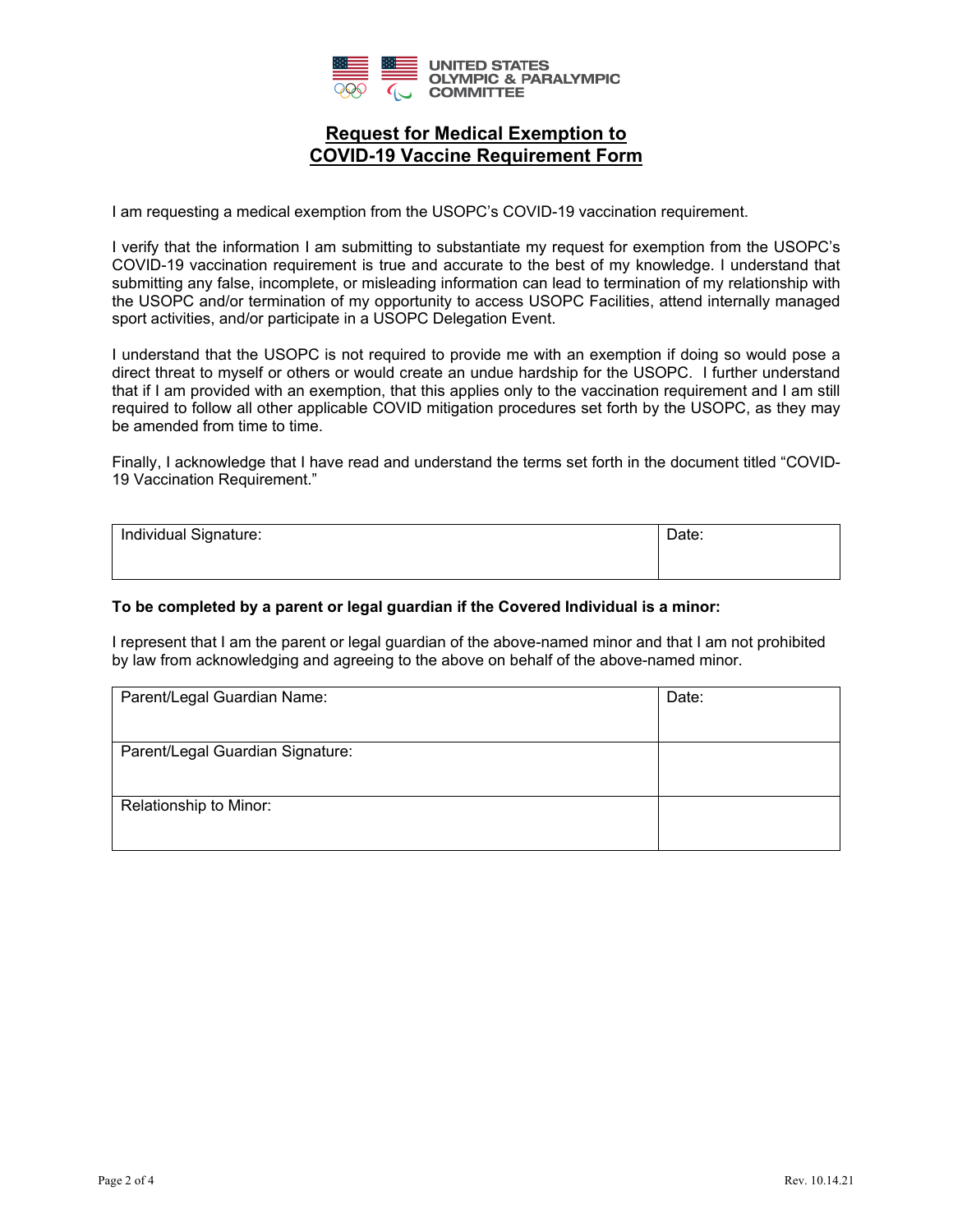UNITED STATES
OLYMPIC & PARALYMPIC
COMMITTEE

# Request for Medical Exemption to COVID-19 Vaccine Requirement Form

I am requesting a medical exemption from the USOPC's COVID-19 vaccination requirement.

I verify that the information I am submitting to substantiate my request for exemption from the USOPC's COVID-19 vaccination requirement is true and accurate to the best of my knowledge. I understand that submitting any false, incomplete, or misleading information can lead to termination of my relationship with the USOPC and/or termination of my opportunity to access USOPC Facilities, attend internally managed sport activities, and/or participate in a USOPC Delegation Event.

I understand that the USOPC is not required to provide me with an exemption if doing so would pose a direct threat to myself or others or would create an undue hardship for the USOPC. I further understand that if I am provided with an exemption, that this applies only to the vaccination requirement and I am still required to follow all other applicable COVID mitigation procedures set forth by the USOPC, as they may be amended from time to time.

Finally, I acknowledge that I have read and understand the terms set forth in the document titled "COVID-19 Vaccination Requirement."

| Individual Signature: | Date: |
|---|---|

**To be completed by a parent or legal guardian if the Covered Individual is a minor:**

I represent that I am the parent or legal guardian of the above-named minor and that I am not prohibited by law from acknowledging and agreeing to the above on behalf of the above-named minor.

| Parent/Legal Guardian Name: | Date: |
|---|---|
| Parent/Legal Guardian Signature: | |
| Relationship to Minor: | |

Rev. 10.14.21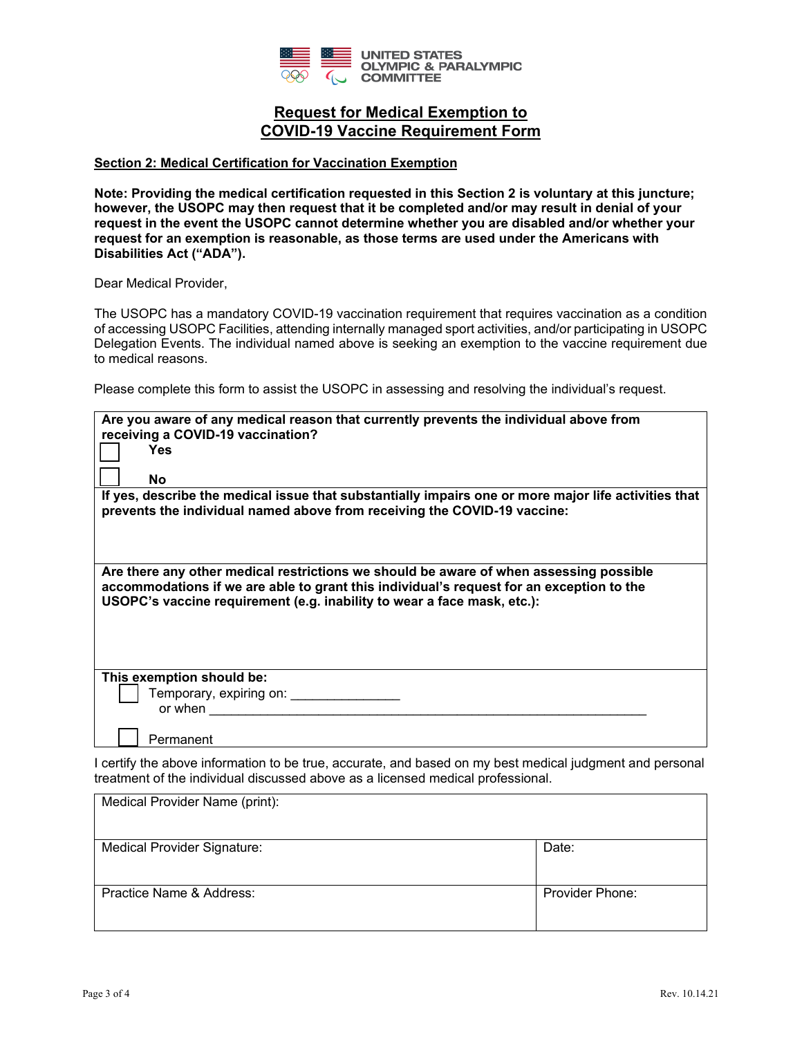UNITED STATES OLYMPIC & PARALYMPIC COMMITTEE

# Request for Medical Exemption to COVID-19 Vaccine Requirement Form

## Section 2: Medical Certification for Vaccination Exemption

**Note: Providing the medical certification requested in this Section 2 is voluntary at this juncture; however, the USOPC may then request that it be completed and/or may result in denial of your request in the event the USOPC cannot determine whether you are disabled and/or whether your request for an exemption is reasonable, as those terms are used under the Americans with Disabilities Act ("ADA").**

Dear Medical Provider,

The USOPC has a mandatory COVID-19 vaccination requirement that requires vaccination as a condition of accessing USOPC Facilities, attending internally managed sport activities, and/or participating in USOPC Delegation Events. The individual named above is seeking an exemption to the vaccine requirement due to medical reasons.

Please complete this form to assist the USOPC in assessing and resolving the individual's request.

| |
|---|
| **Are you aware of any medical reason that currently prevents the individual above from receiving a COVID-19 vaccination?**<br>☐ **Yes**<br>☐ **No** |
| **If yes, describe the medical issue that substantially impairs one or more major life activities that prevents the individual named above from receiving the COVID-19 vaccine:** |
| **Are there any other medical restrictions we should be aware of when assessing possible accommodations if we are able to grant this individual's request for an exception to the USOPC's vaccine requirement (e.g. inability to wear a face mask, etc.):** |
| **This exemption should be:**<br>☐ Temporary, expiring on: _______________<br>or when _______________________________________________<br>☐ Permanent |

I certify the above information to be true, accurate, and based on my best medical judgment and personal treatment of the individual discussed above as a licensed medical professional.

| Medical Provider Name (print): | |
|---|---|
| Medical Provider Signature: | Date: |
| Practice Name & Address: | Provider Phone: |

Rev. 10.14.21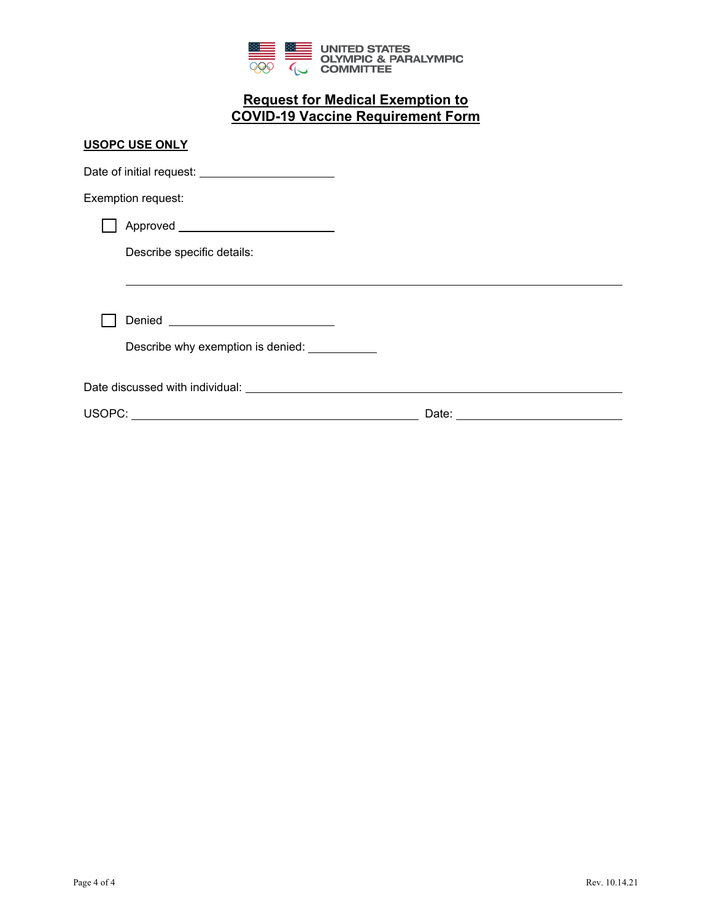UNITED STATES OLYMPIC & PARALYMPIC COMMITTEE

# Request for Medical Exemption to COVID-19 Vaccine Requirement Form

**USOPC USE ONLY**

Date of initial request: ____________________

Exemption request:

☐ Approved ____________________

Describe specific details:

____________________________________________________________

☐ Denied ____________________

Describe why exemption is denied: __________

Date discussed with individual: ____________________________________________________________

USOPC: ________________________________________ Date: ____________________